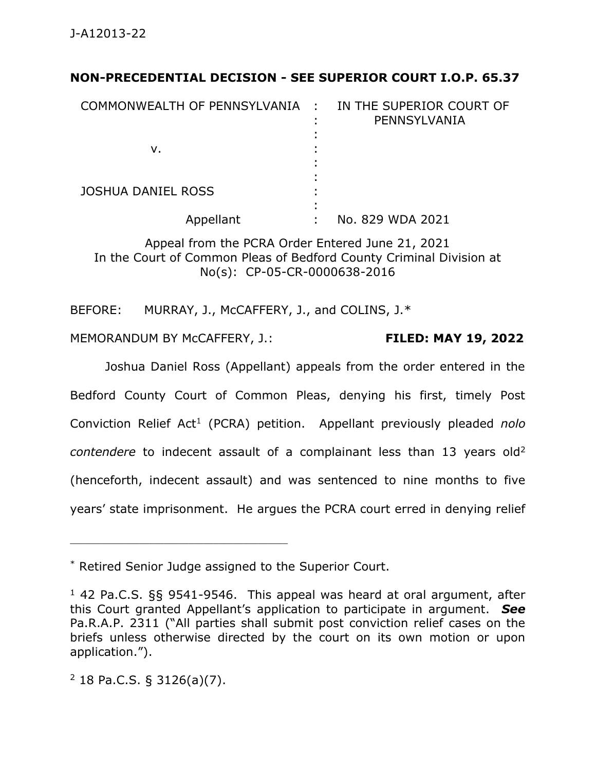J-A12013-22

**NON-PRECEDENTIAL DECISION - SEE SUPERIOR COURT I.O.P. 65.37**

| COMMONWEALTH OF PENNSYLVANIA | : | IN THE SUPERIOR COURT OF PENNSYLVANIA |
|---|---|---|
| v. | : | |
| JOSHUA DANIEL ROSS | : | |
| Appellant | : | No. 829 WDA 2021 |

Appeal from the PCRA Order Entered June 21, 2021
In the Court of Common Pleas of Bedford County Criminal Division at No(s): CP-05-CR-0000638-2016

BEFORE: MURRAY, J., McCAFFERY, J., and COLINS, J.*

MEMORANDUM BY McCAFFERY, J.: **FILED: MAY 19, 2022**

Joshua Daniel Ross (Appellant) appeals from the order entered in the Bedford County Court of Common Pleas, denying his first, timely Post Conviction Relief Act[1] (PCRA) petition. Appellant previously pleaded *nolo contendere* to indecent assault of a complainant less than 13 years old[2] (henceforth, indecent assault) and was sentenced to nine months to five years' state imprisonment. He argues the PCRA court erred in denying relief

---

\* Retired Senior Judge assigned to the Superior Court.

[1] 42 Pa.C.S. §§ 9541-9546. This appeal was heard at oral argument, after this Court granted Appellant's application to participate in argument. ***See*** Pa.R.A.P. 2311 ("All parties shall submit post conviction relief cases on the briefs unless otherwise directed by the court on its own motion or upon application.").

[2] 18 Pa.C.S. § 3126(a)(7).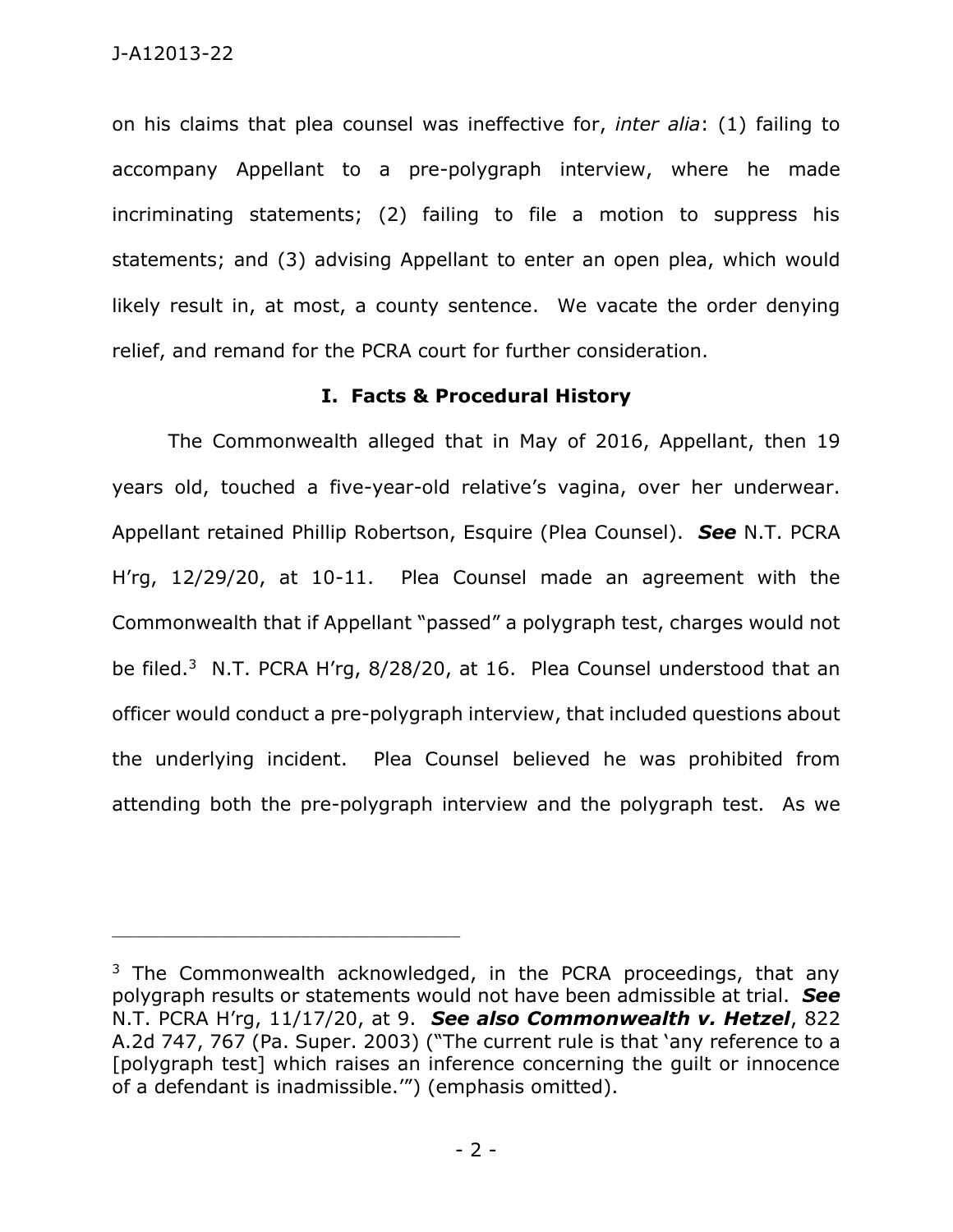on his claims that plea counsel was ineffective for, *inter alia*: (1) failing to accompany Appellant to a pre-polygraph interview, where he made incriminating statements; (2) failing to file a motion to suppress his statements; and (3) advising Appellant to enter an open plea, which would likely result in, at most, a county sentence. We vacate the order denying relief, and remand for the PCRA court for further consideration.

## I. Facts & Procedural History

The Commonwealth alleged that in May of 2016, Appellant, then 19 years old, touched a five-year-old relative's vagina, over her underwear. Appellant retained Phillip Robertson, Esquire (Plea Counsel). ***See*** N.T. PCRA H'rg, 12/29/20, at 10-11. Plea Counsel made an agreement with the Commonwealth that if Appellant "passed" a polygraph test, charges would not be filed.[3] N.T. PCRA H'rg, 8/28/20, at 16. Plea Counsel understood that an officer would conduct a pre-polygraph interview, that included questions about the underlying incident. Plea Counsel believed he was prohibited from attending both the pre-polygraph interview and the polygraph test. As we

---

[3] The Commonwealth acknowledged, in the PCRA proceedings, that any polygraph results or statements would not have been admissible at trial. ***See*** N.T. PCRA H'rg, 11/17/20, at 9. ***See also Commonwealth v. Hetzel***, 822 A.2d 747, 767 (Pa. Super. 2003) ("The current rule is that 'any reference to a [polygraph test] which raises an inference concerning the guilt or innocence of a defendant is inadmissible.'") (emphasis omitted).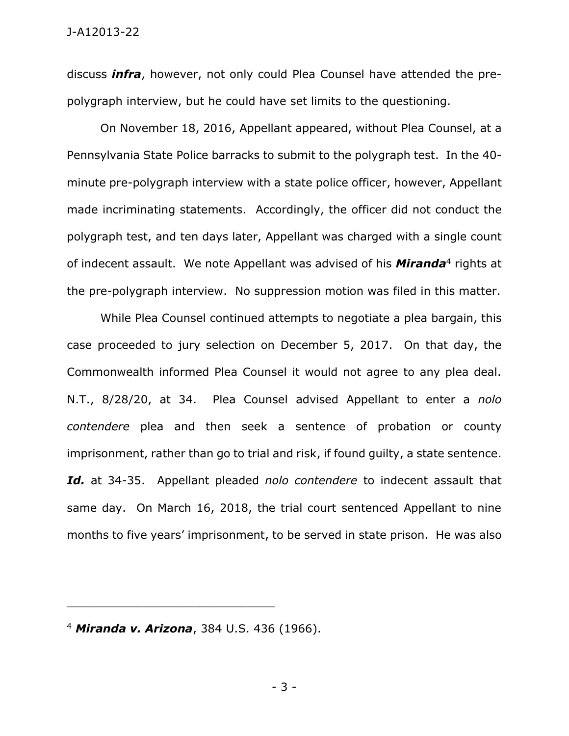discuss ***infra***, however, not only could Plea Counsel have attended the pre-polygraph interview, but he could have set limits to the questioning.

On November 18, 2016, Appellant appeared, without Plea Counsel, at a Pennsylvania State Police barracks to submit to the polygraph test. In the 40-minute pre-polygraph interview with a state police officer, however, Appellant made incriminating statements. Accordingly, the officer did not conduct the polygraph test, and ten days later, Appellant was charged with a single count of indecent assault. We note Appellant was advised of his ***Miranda***[4] rights at the pre-polygraph interview. No suppression motion was filed in this matter.

While Plea Counsel continued attempts to negotiate a plea bargain, this case proceeded to jury selection on December 5, 2017. On that day, the Commonwealth informed Plea Counsel it would not agree to any plea deal. N.T., 8/28/20, at 34. Plea Counsel advised Appellant to enter a *nolo contendere* plea and then seek a sentence of probation or county imprisonment, rather than go to trial and risk, if found guilty, a state sentence. ***Id.*** at 34-35. Appellant pleaded *nolo contendere* to indecent assault that same day. On March 16, 2018, the trial court sentenced Appellant to nine months to five years' imprisonment, to be served in state prison. He was also

---

[4] ***Miranda v. Arizona***, 384 U.S. 436 (1966).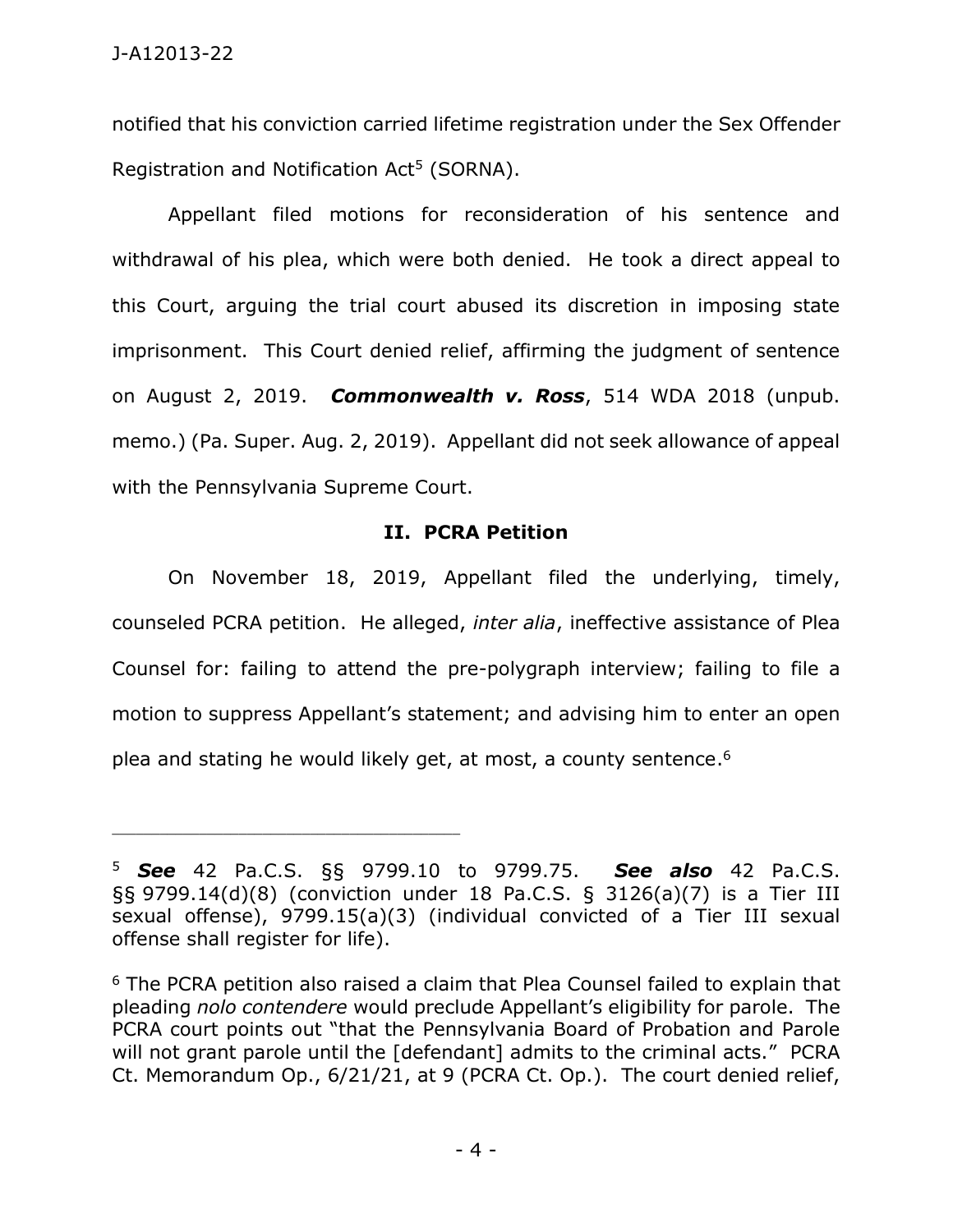notified that his conviction carried lifetime registration under the Sex Offender Registration and Notification Act[5] (SORNA).

Appellant filed motions for reconsideration of his sentence and withdrawal of his plea, which were both denied. He took a direct appeal to this Court, arguing the trial court abused its discretion in imposing state imprisonment. This Court denied relief, affirming the judgment of sentence on August 2, 2019. ***Commonwealth v. Ross***, 514 WDA 2018 (unpub. memo.) (Pa. Super. Aug. 2, 2019). Appellant did not seek allowance of appeal with the Pennsylvania Supreme Court.

## II. PCRA Petition

On November 18, 2019, Appellant filed the underlying, timely, counseled PCRA petition. He alleged, *inter alia*, ineffective assistance of Plea Counsel for: failing to attend the pre-polygraph interview; failing to file a motion to suppress Appellant's statement; and advising him to enter an open plea and stating he would likely get, at most, a county sentence.[6]

---

[5] ***See*** 42 Pa.C.S. §§ 9799.10 to 9799.75. ***See also*** 42 Pa.C.S. §§ 9799.14(d)(8) (conviction under 18 Pa.C.S. § 3126(a)(7) is a Tier III sexual offense), 9799.15(a)(3) (individual convicted of a Tier III sexual offense shall register for life).

[6] The PCRA petition also raised a claim that Plea Counsel failed to explain that pleading *nolo contendere* would preclude Appellant's eligibility for parole. The PCRA court points out "that the Pennsylvania Board of Probation and Parole will not grant parole until the [defendant] admits to the criminal acts." PCRA Ct. Memorandum Op., 6/21/21, at 9 (PCRA Ct. Op.). The court denied relief,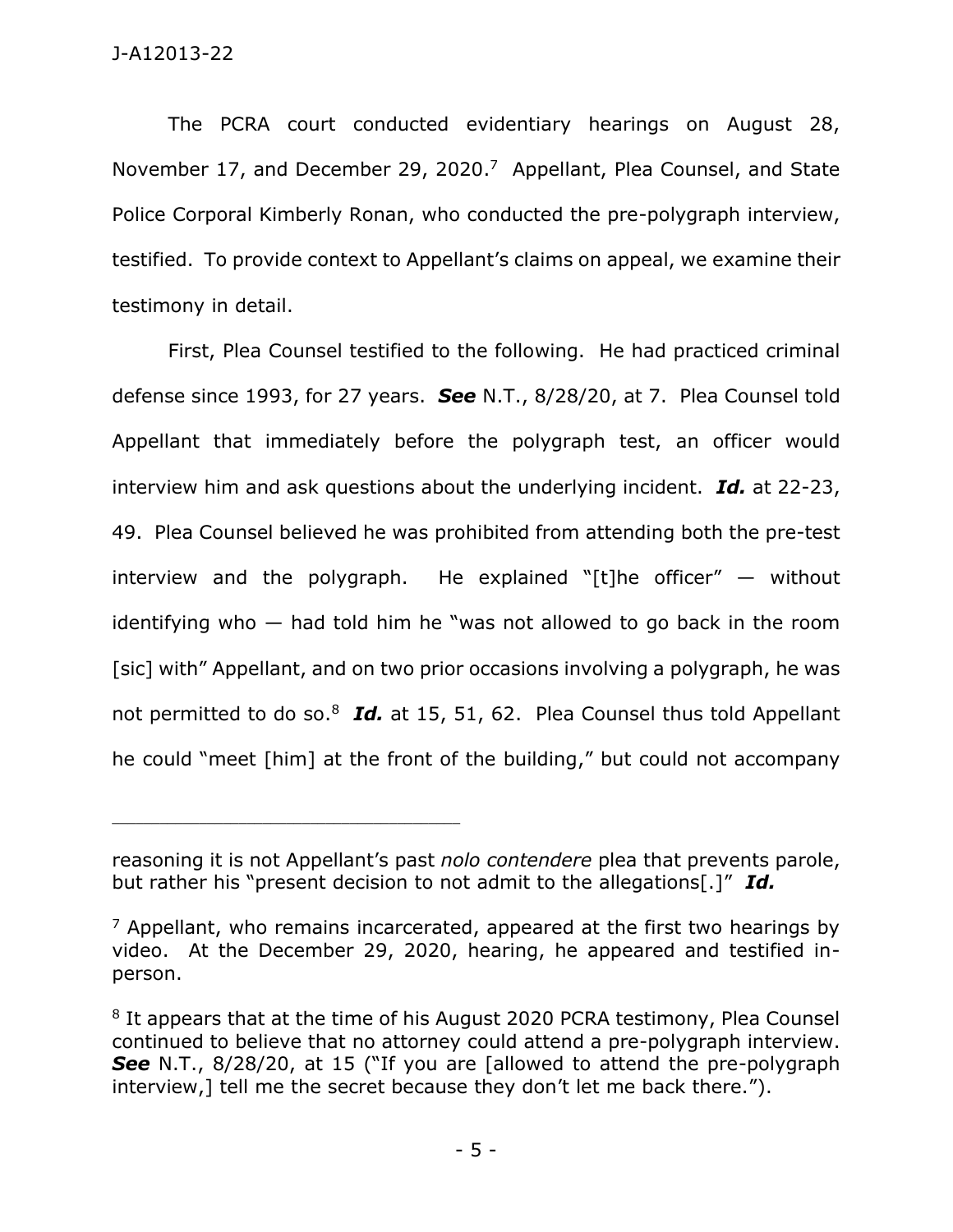The PCRA court conducted evidentiary hearings on August 28, November 17, and December 29, 2020.[7] Appellant, Plea Counsel, and State Police Corporal Kimberly Ronan, who conducted the pre-polygraph interview, testified. To provide context to Appellant's claims on appeal, we examine their testimony in detail.

First, Plea Counsel testified to the following. He had practiced criminal defense since 1993, for 27 years. ***See*** N.T., 8/28/20, at 7. Plea Counsel told Appellant that immediately before the polygraph test, an officer would interview him and ask questions about the underlying incident. ***Id.*** at 22-23, 49. Plea Counsel believed he was prohibited from attending both the pre-test interview and the polygraph. He explained "[t]he officer" — without identifying who — had told him he "was not allowed to go back in the room [sic] with" Appellant, and on two prior occasions involving a polygraph, he was not permitted to do so.[8] ***Id.*** at 15, 51, 62. Plea Counsel thus told Appellant he could "meet [him] at the front of the building," but could not accompany

---

reasoning it is not Appellant's past *nolo contendere* plea that prevents parole, but rather his "present decision to not admit to the allegations[.]" ***Id.***

[7] Appellant, who remains incarcerated, appeared at the first two hearings by video. At the December 29, 2020, hearing, he appeared and testified in-person.

[8] It appears that at the time of his August 2020 PCRA testimony, Plea Counsel continued to believe that no attorney could attend a pre-polygraph interview. ***See*** N.T., 8/28/20, at 15 ("If you are [allowed to attend the pre-polygraph interview,] tell me the secret because they don't let me back there.").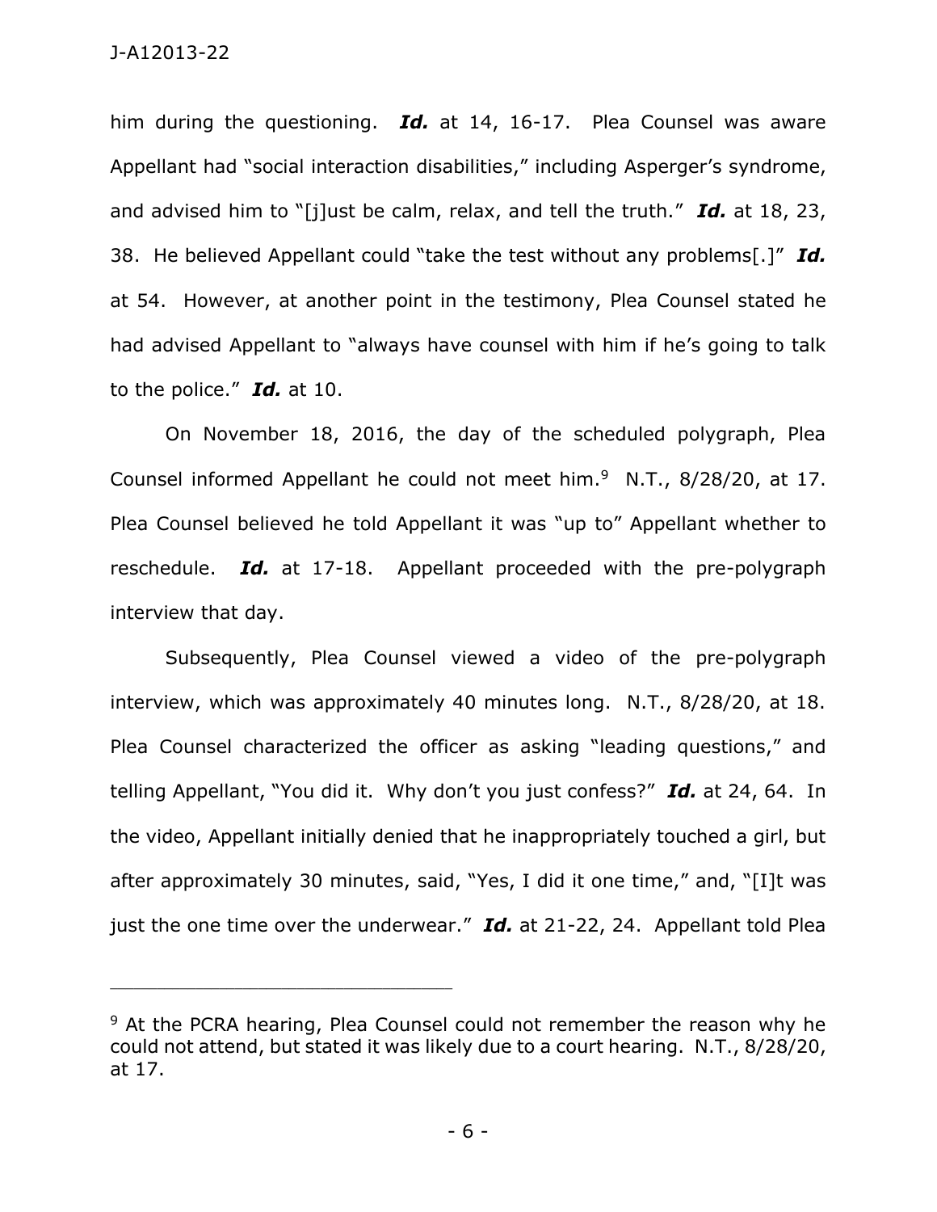him during the questioning. ***Id.*** at 14, 16-17. Plea Counsel was aware Appellant had "social interaction disabilities," including Asperger's syndrome, and advised him to "[j]ust be calm, relax, and tell the truth." ***Id.*** at 18, 23, 38. He believed Appellant could "take the test without any problems[.]" ***Id.*** at 54. However, at another point in the testimony, Plea Counsel stated he had advised Appellant to "always have counsel with him if he's going to talk to the police." ***Id.*** at 10.

On November 18, 2016, the day of the scheduled polygraph, Plea Counsel informed Appellant he could not meet him.[9] N.T., 8/28/20, at 17. Plea Counsel believed he told Appellant it was "up to" Appellant whether to reschedule. ***Id.*** at 17-18. Appellant proceeded with the pre-polygraph interview that day.

Subsequently, Plea Counsel viewed a video of the pre-polygraph interview, which was approximately 40 minutes long. N.T., 8/28/20, at 18. Plea Counsel characterized the officer as asking "leading questions," and telling Appellant, "You did it. Why don't you just confess?" ***Id.*** at 24, 64. In the video, Appellant initially denied that he inappropriately touched a girl, but after approximately 30 minutes, said, "Yes, I did it one time," and, "[I]t was just the one time over the underwear." ***Id.*** at 21-22, 24. Appellant told Plea

---

[9] At the PCRA hearing, Plea Counsel could not remember the reason why he could not attend, but stated it was likely due to a court hearing. N.T., 8/28/20, at 17.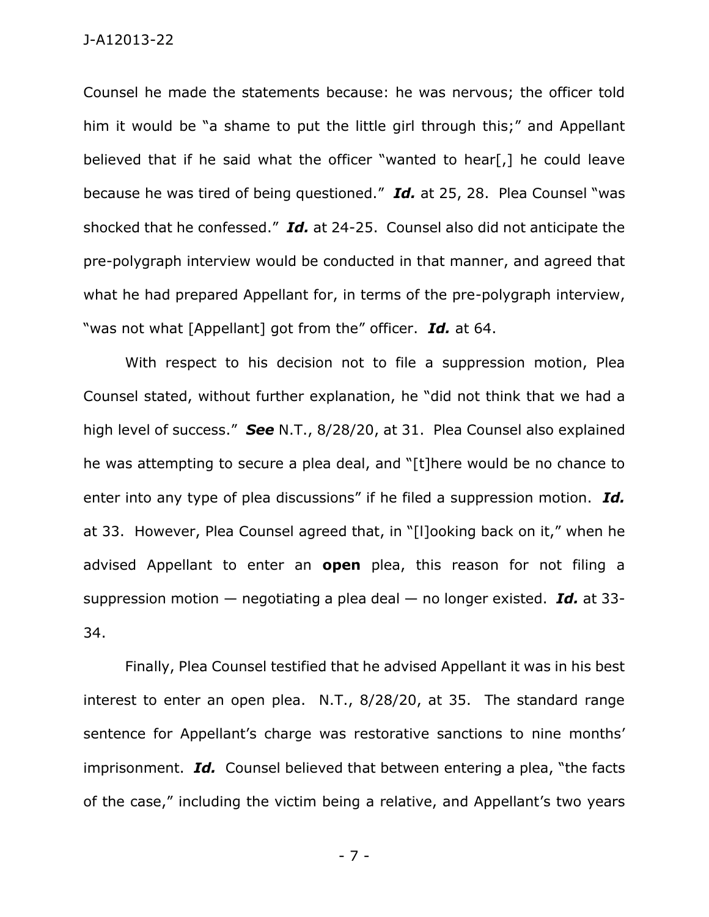Counsel he made the statements because: he was nervous; the officer told him it would be "a shame to put the little girl through this;" and Appellant believed that if he said what the officer "wanted to hear[,] he could leave because he was tired of being questioned." ***Id.*** at 25, 28. Plea Counsel "was shocked that he confessed." ***Id.*** at 24-25. Counsel also did not anticipate the pre-polygraph interview would be conducted in that manner, and agreed that what he had prepared Appellant for, in terms of the pre-polygraph interview, "was not what [Appellant] got from the" officer. ***Id.*** at 64.

With respect to his decision not to file a suppression motion, Plea Counsel stated, without further explanation, he "did not think that we had a high level of success." ***See*** N.T., 8/28/20, at 31. Plea Counsel also explained he was attempting to secure a plea deal, and "[t]here would be no chance to enter into any type of plea discussions" if he filed a suppression motion. ***Id.*** at 33. However, Plea Counsel agreed that, in "[l]ooking back on it," when he advised Appellant to enter an **open** plea, this reason for not filing a suppression motion — negotiating a plea deal — no longer existed. ***Id.*** at 33-34.

Finally, Plea Counsel testified that he advised Appellant it was in his best interest to enter an open plea. N.T., 8/28/20, at 35. The standard range sentence for Appellant's charge was restorative sanctions to nine months' imprisonment. ***Id.*** Counsel believed that between entering a plea, "the facts of the case," including the victim being a relative, and Appellant's two years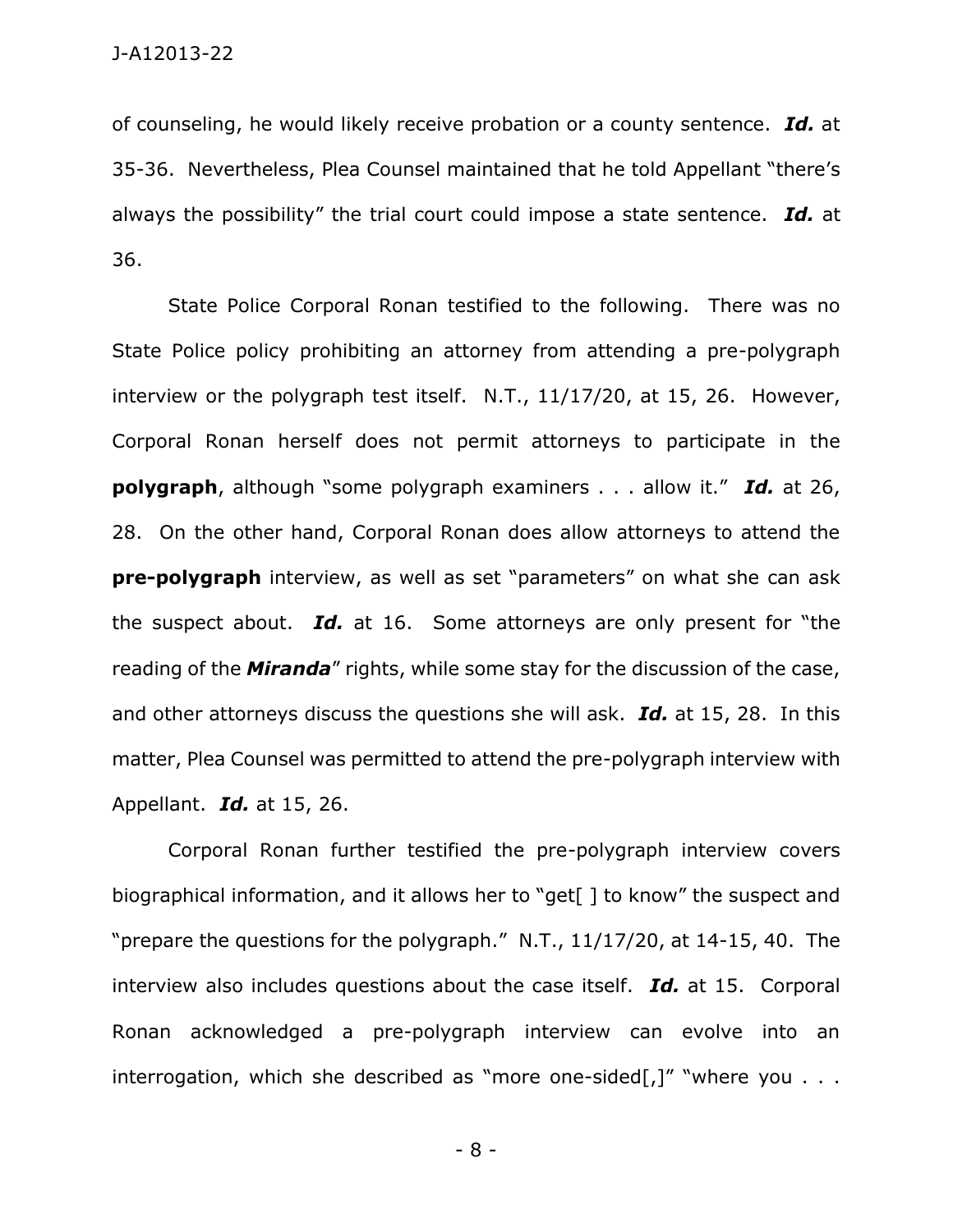of counseling, he would likely receive probation or a county sentence. ***Id.*** at 35-36. Nevertheless, Plea Counsel maintained that he told Appellant "there's always the possibility" the trial court could impose a state sentence. ***Id.*** at 36.

State Police Corporal Ronan testified to the following. There was no State Police policy prohibiting an attorney from attending a pre-polygraph interview or the polygraph test itself. N.T., 11/17/20, at 15, 26. However, Corporal Ronan herself does not permit attorneys to participate in the **polygraph**, although "some polygraph examiners . . . allow it." ***Id.*** at 26, 28. On the other hand, Corporal Ronan does allow attorneys to attend the **pre-polygraph** interview, as well as set "parameters" on what she can ask the suspect about. ***Id.*** at 16. Some attorneys are only present for "the reading of the ***Miranda***" rights, while some stay for the discussion of the case, and other attorneys discuss the questions she will ask. ***Id.*** at 15, 28. In this matter, Plea Counsel was permitted to attend the pre-polygraph interview with Appellant. ***Id.*** at 15, 26.

Corporal Ronan further testified the pre-polygraph interview covers biographical information, and it allows her to "get[ ] to know" the suspect and "prepare the questions for the polygraph." N.T., 11/17/20, at 14-15, 40. The interview also includes questions about the case itself. ***Id.*** at 15. Corporal Ronan acknowledged a pre-polygraph interview can evolve into an interrogation, which she described as "more one-sided[,]" "where you . . .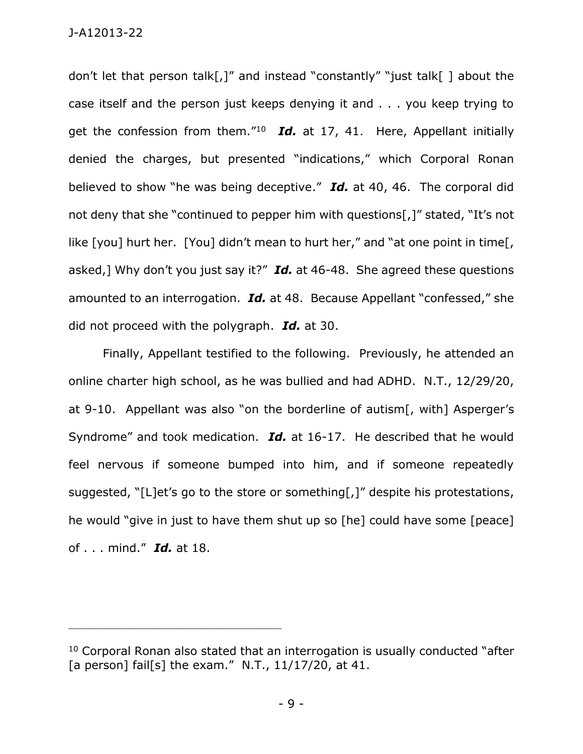don't let that person talk[,]" and instead "constantly" "just talk[ ] about the case itself and the person just keeps denying it and . . . you keep trying to get the confession from them."[10] ***Id.*** at 17, 41. Here, Appellant initially denied the charges, but presented "indications," which Corporal Ronan believed to show "he was being deceptive." ***Id.*** at 40, 46. The corporal did not deny that she "continued to pepper him with questions[,]" stated, "It's not like [you] hurt her. [You] didn't mean to hurt her," and "at one point in time[, asked,] Why don't you just say it?" ***Id.*** at 46-48. She agreed these questions amounted to an interrogation. ***Id.*** at 48. Because Appellant "confessed," she did not proceed with the polygraph. ***Id.*** at 30.

Finally, Appellant testified to the following. Previously, he attended an online charter high school, as he was bullied and had ADHD. N.T., 12/29/20, at 9-10. Appellant was also "on the borderline of autism[, with] Asperger's Syndrome" and took medication. ***Id.*** at 16-17. He described that he would feel nervous if someone bumped into him, and if someone repeatedly suggested, "[L]et's go to the store or something[,]" despite his protestations, he would "give in just to have them shut up so [he] could have some [peace] of . . . mind." ***Id.*** at 18.

---

[10] Corporal Ronan also stated that an interrogation is usually conducted "after [a person] fail[s] the exam." N.T., 11/17/20, at 41.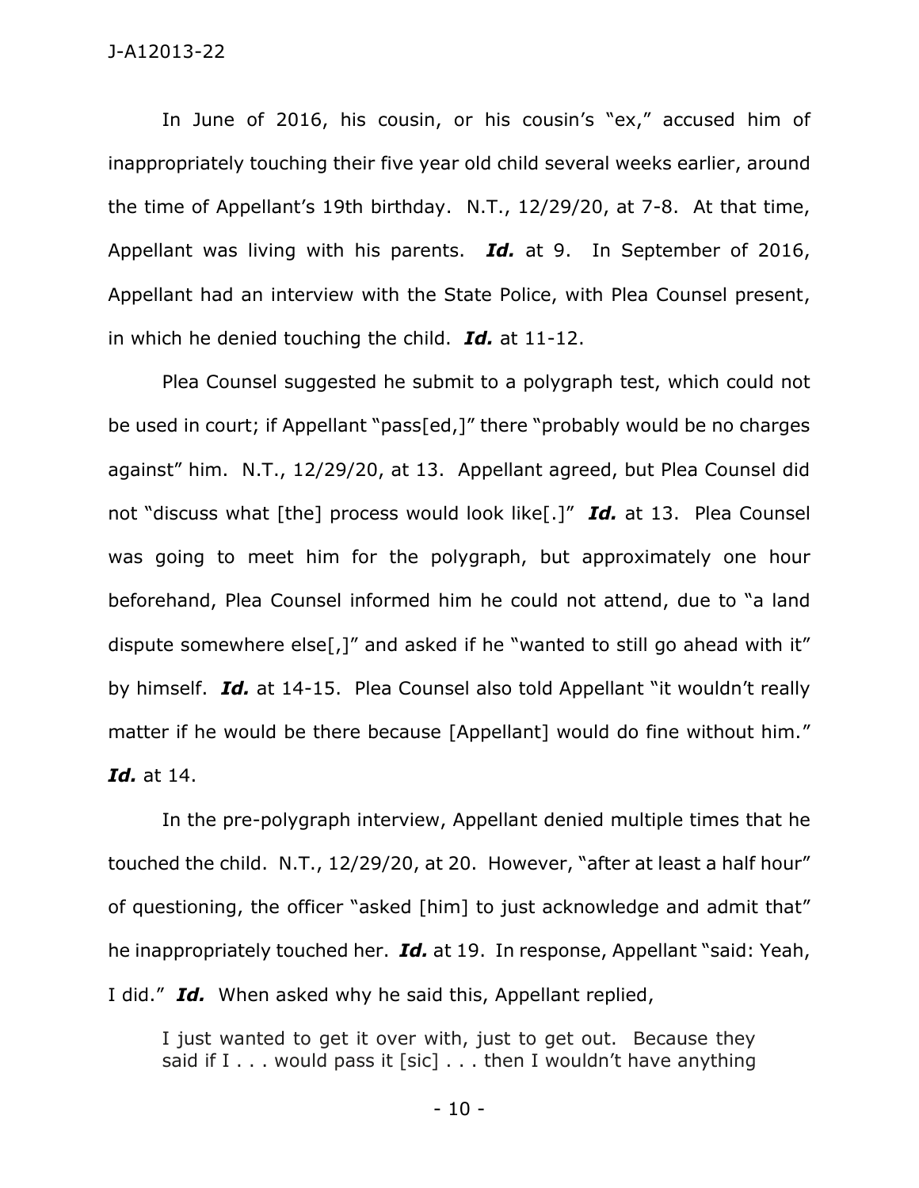In June of 2016, his cousin, or his cousin's "ex," accused him of inappropriately touching their five year old child several weeks earlier, around the time of Appellant's 19th birthday. N.T., 12/29/20, at 7-8. At that time, Appellant was living with his parents. ***Id.*** at 9. In September of 2016, Appellant had an interview with the State Police, with Plea Counsel present, in which he denied touching the child. ***Id.*** at 11-12.

Plea Counsel suggested he submit to a polygraph test, which could not be used in court; if Appellant "pass[ed,]" there "probably would be no charges against" him. N.T., 12/29/20, at 13. Appellant agreed, but Plea Counsel did not "discuss what [the] process would look like[.]" ***Id.*** at 13. Plea Counsel was going to meet him for the polygraph, but approximately one hour beforehand, Plea Counsel informed him he could not attend, due to "a land dispute somewhere else[,]" and asked if he "wanted to still go ahead with it" by himself. ***Id.*** at 14-15. Plea Counsel also told Appellant "it wouldn't really matter if he would be there because [Appellant] would do fine without him." ***Id.*** at 14.

In the pre-polygraph interview, Appellant denied multiple times that he touched the child. N.T., 12/29/20, at 20. However, "after at least a half hour" of questioning, the officer "asked [him] to just acknowledge and admit that" he inappropriately touched her. ***Id.*** at 19. In response, Appellant "said: Yeah, I did." ***Id.*** When asked why he said this, Appellant replied,

> I just wanted to get it over with, just to get out. Because they said if I . . . would pass it [sic] . . . then I wouldn't have anything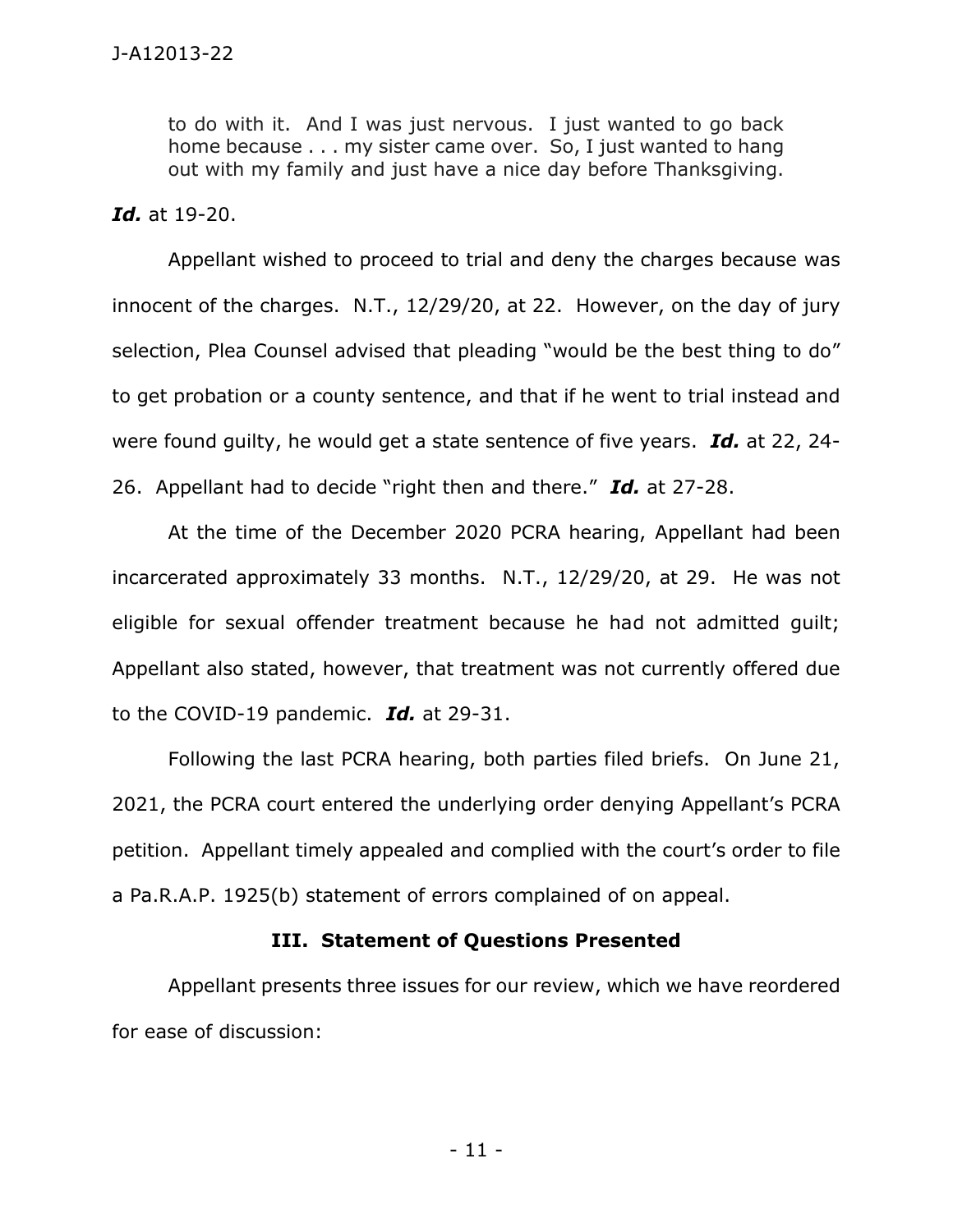> to do with it. And I was just nervous. I just wanted to go back home because . . . my sister came over. So, I just wanted to hang out with my family and just have a nice day before Thanksgiving.

***Id.*** at 19-20.

Appellant wished to proceed to trial and deny the charges because was innocent of the charges. N.T., 12/29/20, at 22. However, on the day of jury selection, Plea Counsel advised that pleading "would be the best thing to do" to get probation or a county sentence, and that if he went to trial instead and were found guilty, he would get a state sentence of five years. ***Id.*** at 22, 24-26. Appellant had to decide "right then and there." ***Id.*** at 27-28.

At the time of the December 2020 PCRA hearing, Appellant had been incarcerated approximately 33 months. N.T., 12/29/20, at 29. He was not eligible for sexual offender treatment because he had not admitted guilt; Appellant also stated, however, that treatment was not currently offered due to the COVID-19 pandemic. ***Id.*** at 29-31.

Following the last PCRA hearing, both parties filed briefs. On June 21, 2021, the PCRA court entered the underlying order denying Appellant's PCRA petition. Appellant timely appealed and complied with the court's order to file a Pa.R.A.P. 1925(b) statement of errors complained of on appeal.

## III. Statement of Questions Presented

Appellant presents three issues for our review, which we have reordered for ease of discussion: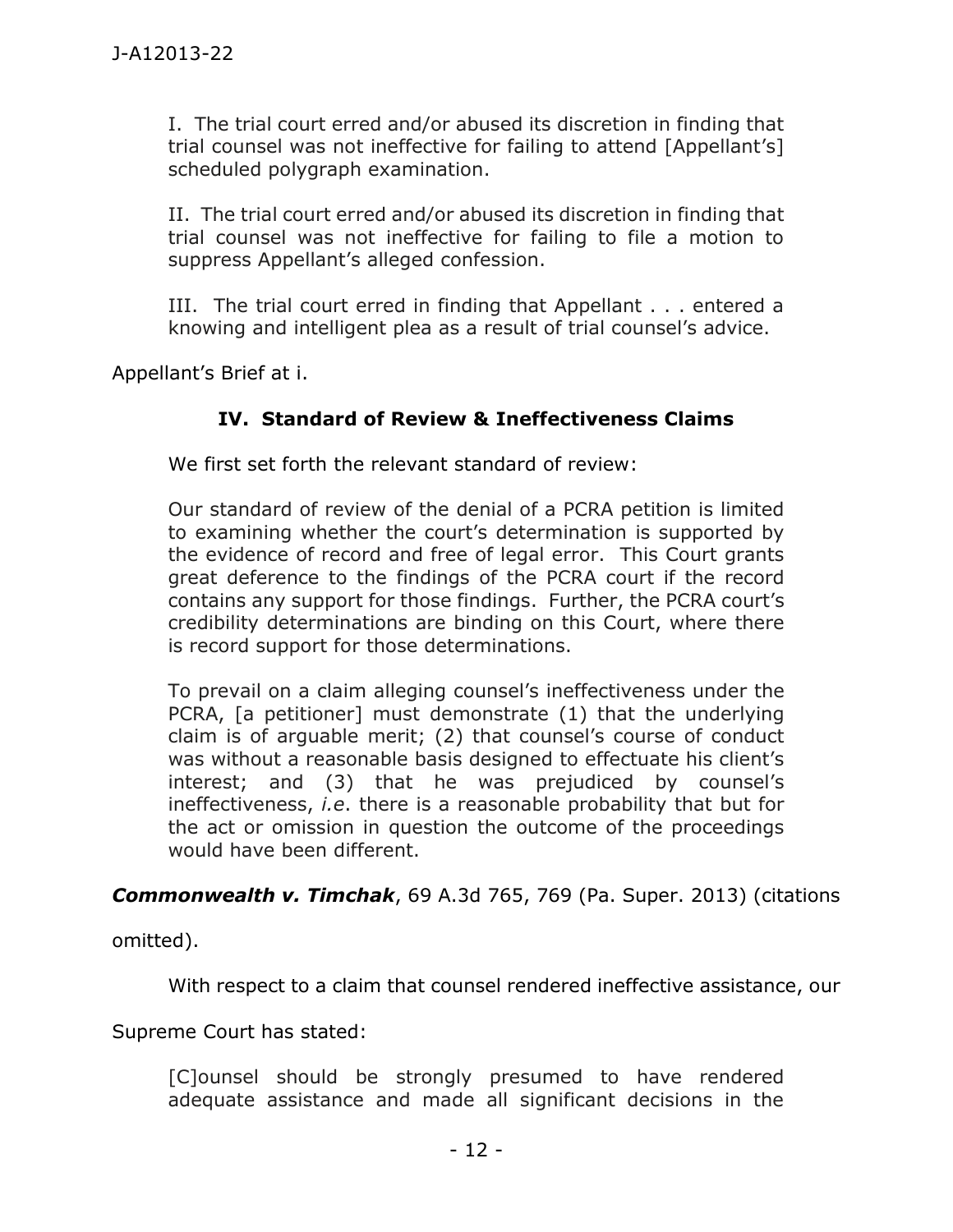> I. The trial court erred and/or abused its discretion in finding that trial counsel was not ineffective for failing to attend [Appellant's] scheduled polygraph examination.
>
> II. The trial court erred and/or abused its discretion in finding that trial counsel was not ineffective for failing to file a motion to suppress Appellant's alleged confession.
>
> III. The trial court erred in finding that Appellant . . . entered a knowing and intelligent plea as a result of trial counsel's advice.

Appellant's Brief at i.

### IV. Standard of Review & Ineffectiveness Claims

We first set forth the relevant standard of review:

> Our standard of review of the denial of a PCRA petition is limited to examining whether the court's determination is supported by the evidence of record and free of legal error. This Court grants great deference to the findings of the PCRA court if the record contains any support for those findings. Further, the PCRA court's credibility determinations are binding on this Court, where there is record support for those determinations.
>
> To prevail on a claim alleging counsel's ineffectiveness under the PCRA, [a petitioner] must demonstrate (1) that the underlying claim is of arguable merit; (2) that counsel's course of conduct was without a reasonable basis designed to effectuate his client's interest; and (3) that he was prejudiced by counsel's ineffectiveness, *i.e*. there is a reasonable probability that but for the act or omission in question the outcome of the proceedings would have been different.

***Commonwealth v. Timchak***, 69 A.3d 765, 769 (Pa. Super. 2013) (citations omitted).

With respect to a claim that counsel rendered ineffective assistance, our Supreme Court has stated:

> [C]ounsel should be strongly presumed to have rendered adequate assistance and made all significant decisions in the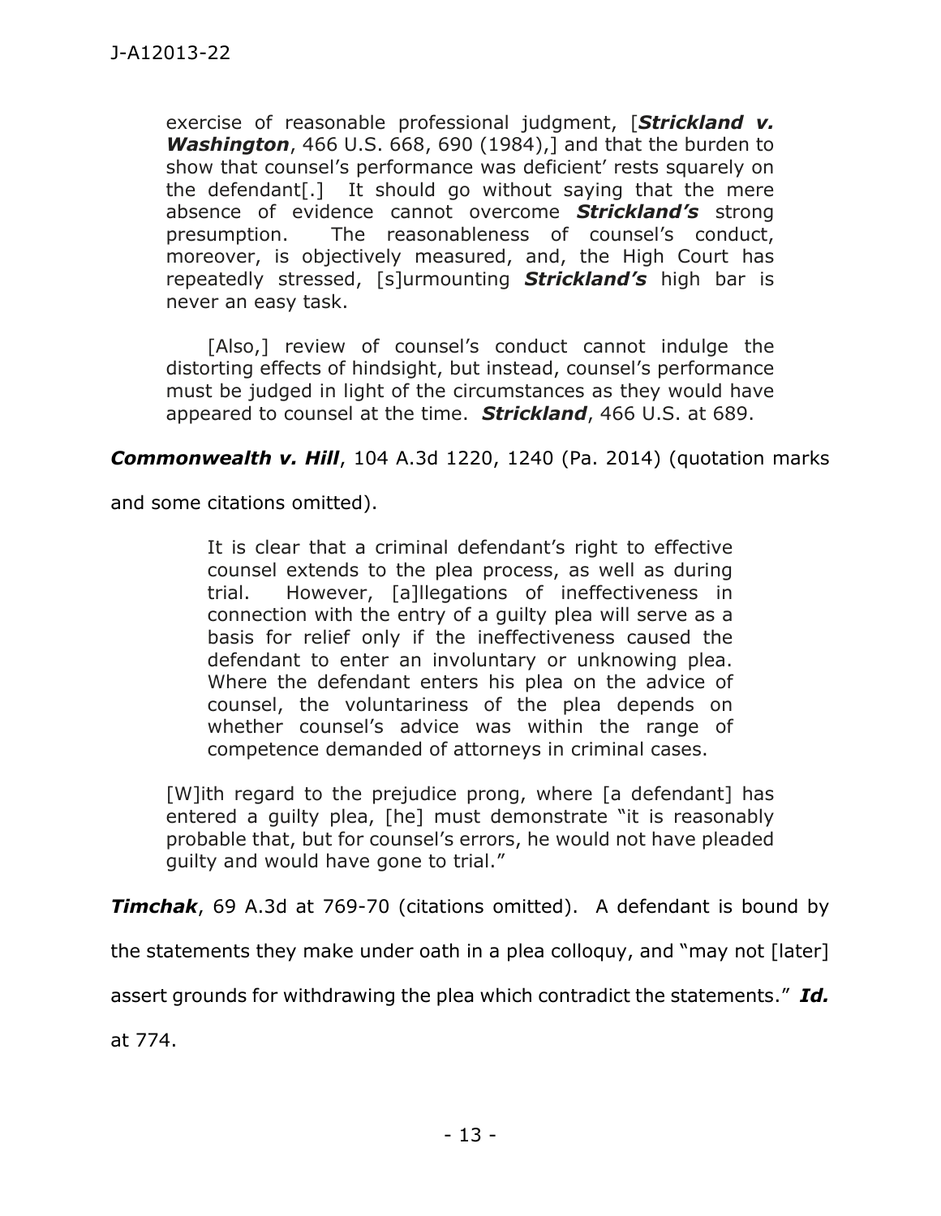> exercise of reasonable professional judgment, [***Strickland v. Washington***, 466 U.S. 668, 690 (1984),] and that the burden to show that counsel's performance was deficient' rests squarely on the defendant[.] It should go without saying that the mere absence of evidence cannot overcome ***Strickland's*** strong presumption. The reasonableness of counsel's conduct, moreover, is objectively measured, and, the High Court has repeatedly stressed, [s]urmounting ***Strickland's*** high bar is never an easy task.
>
> [Also,] review of counsel's conduct cannot indulge the distorting effects of hindsight, but instead, counsel's performance must be judged in light of the circumstances as they would have appeared to counsel at the time. ***Strickland***, 466 U.S. at 689.

***Commonwealth v. Hill***, 104 A.3d 1220, 1240 (Pa. 2014) (quotation marks and some citations omitted).

> It is clear that a criminal defendant's right to effective counsel extends to the plea process, as well as during trial. However, [a]llegations of ineffectiveness in connection with the entry of a guilty plea will serve as a basis for relief only if the ineffectiveness caused the defendant to enter an involuntary or unknowing plea. Where the defendant enters his plea on the advice of counsel, the voluntariness of the plea depends on whether counsel's advice was within the range of competence demanded of attorneys in criminal cases.
>
> [W]ith regard to the prejudice prong, where [a defendant] has entered a guilty plea, [he] must demonstrate "it is reasonably probable that, but for counsel's errors, he would not have pleaded guilty and would have gone to trial."

***Timchak***, 69 A.3d at 769-70 (citations omitted). A defendant is bound by the statements they make under oath in a plea colloquy, and "may not [later] assert grounds for withdrawing the plea which contradict the statements." ***Id.*** at 774.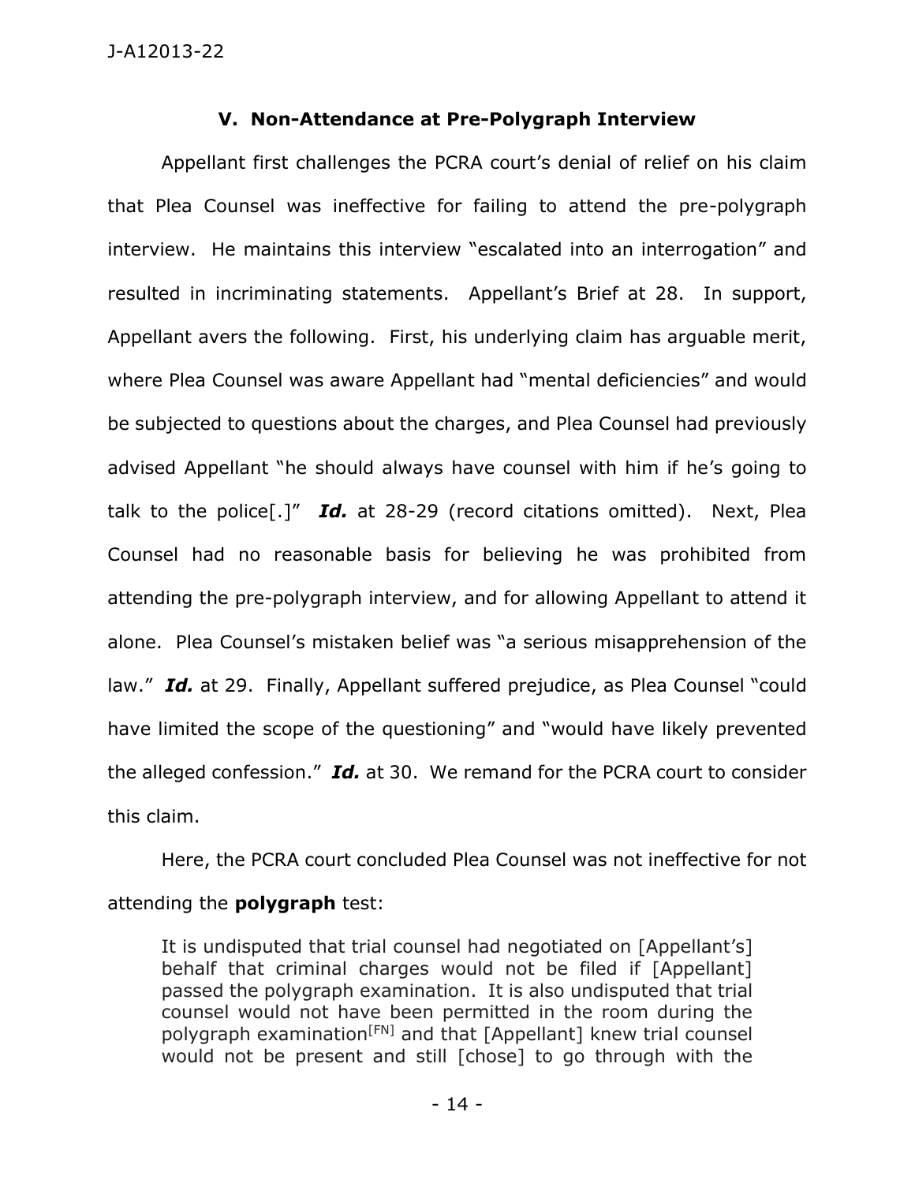### V. Non-Attendance at Pre-Polygraph Interview

Appellant first challenges the PCRA court's denial of relief on his claim that Plea Counsel was ineffective for failing to attend the pre-polygraph interview. He maintains this interview "escalated into an interrogation" and resulted in incriminating statements. Appellant's Brief at 28. In support, Appellant avers the following. First, his underlying claim has arguable merit, where Plea Counsel was aware Appellant had "mental deficiencies" and would be subjected to questions about the charges, and Plea Counsel had previously advised Appellant "he should always have counsel with him if he's going to talk to the police[.]" ***Id.*** at 28-29 (record citations omitted). Next, Plea Counsel had no reasonable basis for believing he was prohibited from attending the pre-polygraph interview, and for allowing Appellant to attend it alone. Plea Counsel's mistaken belief was "a serious misapprehension of the law." ***Id.*** at 29. Finally, Appellant suffered prejudice, as Plea Counsel "could have limited the scope of the questioning" and "would have likely prevented the alleged confession." ***Id.*** at 30. We remand for the PCRA court to consider this claim.

Here, the PCRA court concluded Plea Counsel was not ineffective for not attending the **polygraph** test:

> It is undisputed that trial counsel had negotiated on [Appellant's] behalf that criminal charges would not be filed if [Appellant] passed the polygraph examination. It is also undisputed that trial counsel would not have been permitted in the room during the polygraph examination[FN] and that [Appellant] knew trial counsel would not be present and still [chose] to go through with the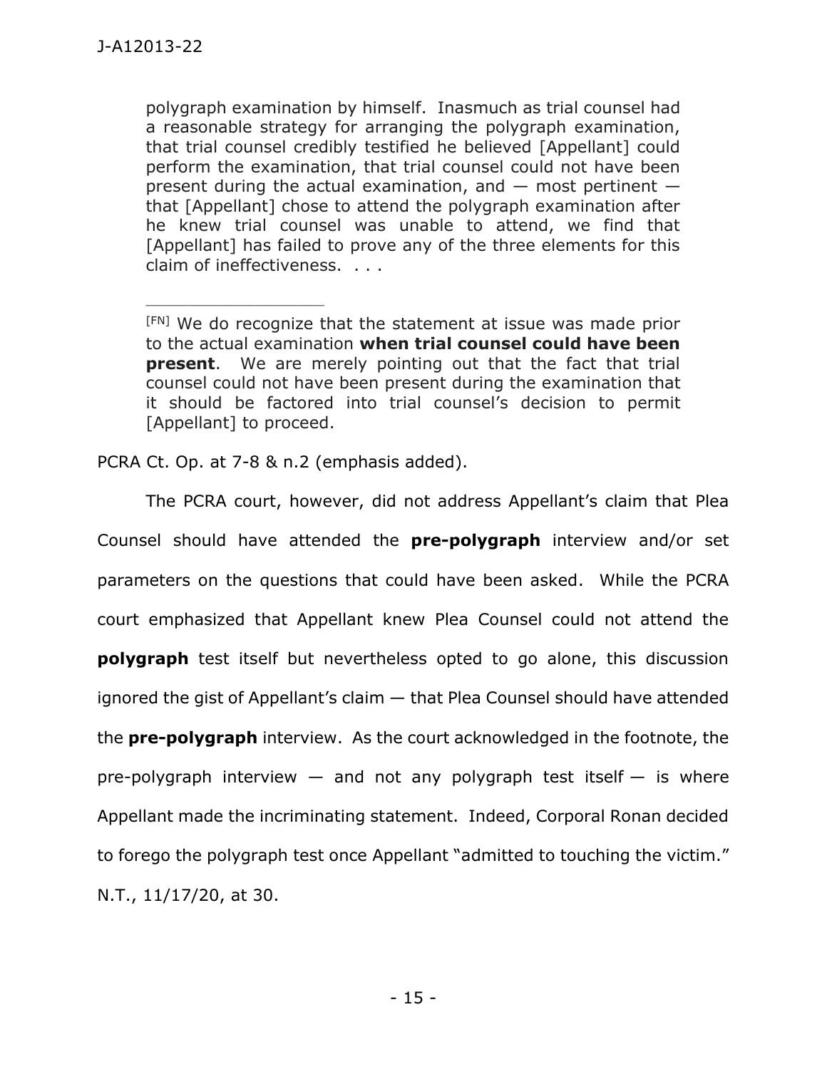> polygraph examination by himself. Inasmuch as trial counsel had a reasonable strategy for arranging the polygraph examination, that trial counsel credibly testified he believed [Appellant] could perform the examination, that trial counsel could not have been present during the actual examination, and — most pertinent — that [Appellant] chose to attend the polygraph examination after he knew trial counsel was unable to attend, we find that [Appellant] has failed to prove any of the three elements for this claim of ineffectiveness. . . .
>
> ---
>
> [FN] We do recognize that the statement at issue was made prior to the actual examination **when trial counsel could have been present**. We are merely pointing out that the fact that trial counsel could not have been present during the examination that it should be factored into trial counsel's decision to permit [Appellant] to proceed.

PCRA Ct. Op. at 7-8 & n.2 (emphasis added).

The PCRA court, however, did not address Appellant's claim that Plea Counsel should have attended the **pre-polygraph** interview and/or set parameters on the questions that could have been asked. While the PCRA court emphasized that Appellant knew Plea Counsel could not attend the **polygraph** test itself but nevertheless opted to go alone, this discussion ignored the gist of Appellant's claim — that Plea Counsel should have attended the **pre-polygraph** interview. As the court acknowledged in the footnote, the pre-polygraph interview — and not any polygraph test itself — is where Appellant made the incriminating statement. Indeed, Corporal Ronan decided to forego the polygraph test once Appellant "admitted to touching the victim." N.T., 11/17/20, at 30.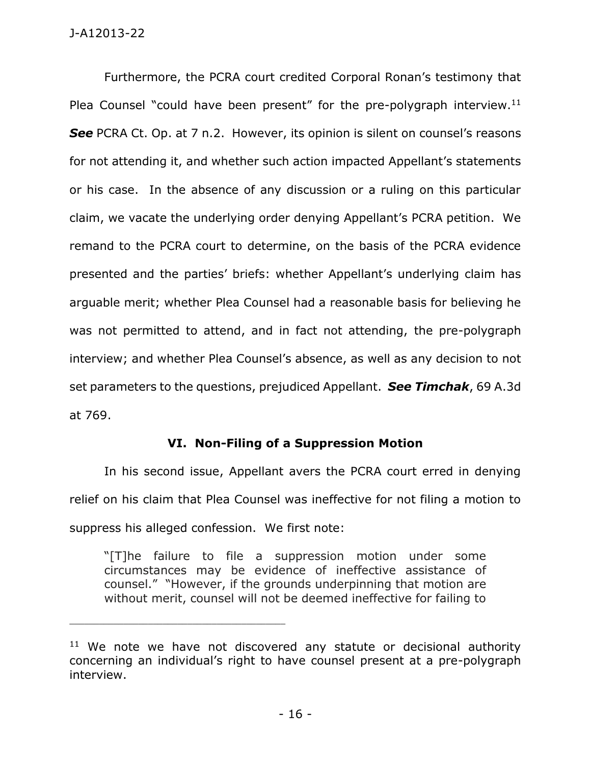Furthermore, the PCRA court credited Corporal Ronan's testimony that Plea Counsel "could have been present" for the pre-polygraph interview.[11] ***See*** PCRA Ct. Op. at 7 n.2. However, its opinion is silent on counsel's reasons for not attending it, and whether such action impacted Appellant's statements or his case. In the absence of any discussion or a ruling on this particular claim, we vacate the underlying order denying Appellant's PCRA petition. We remand to the PCRA court to determine, on the basis of the PCRA evidence presented and the parties' briefs: whether Appellant's underlying claim has arguable merit; whether Plea Counsel had a reasonable basis for believing he was not permitted to attend, and in fact not attending, the pre-polygraph interview; and whether Plea Counsel's absence, as well as any decision to not set parameters to the questions, prejudiced Appellant. ***See Timchak***, 69 A.3d at 769.

## VI. Non-Filing of a Suppression Motion

In his second issue, Appellant avers the PCRA court erred in denying relief on his claim that Plea Counsel was ineffective for not filing a motion to suppress his alleged confession. We first note:

> "[T]he failure to file a suppression motion under some circumstances may be evidence of ineffective assistance of counsel." "However, if the grounds underpinning that motion are without merit, counsel will not be deemed ineffective for failing to

---

[11] We note we have not discovered any statute or decisional authority concerning an individual's right to have counsel present at a pre-polygraph interview.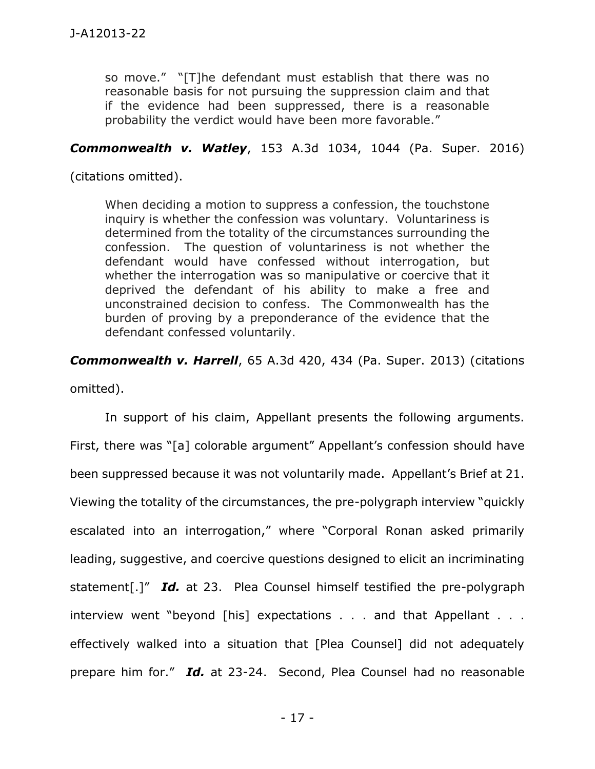so move." "[T]he defendant must establish that there was no reasonable basis for not pursuing the suppression claim and that if the evidence had been suppressed, there is a reasonable probability the verdict would have been more favorable."

***Commonwealth v. Watley***, 153 A.3d 1034, 1044 (Pa. Super. 2016) (citations omitted).

> When deciding a motion to suppress a confession, the touchstone inquiry is whether the confession was voluntary. Voluntariness is determined from the totality of the circumstances surrounding the confession. The question of voluntariness is not whether the defendant would have confessed without interrogation, but whether the interrogation was so manipulative or coercive that it deprived the defendant of his ability to make a free and unconstrained decision to confess. The Commonwealth has the burden of proving by a preponderance of the evidence that the defendant confessed voluntarily.

***Commonwealth v. Harrell***, 65 A.3d 420, 434 (Pa. Super. 2013) (citations omitted).

In support of his claim, Appellant presents the following arguments. First, there was "[a] colorable argument" Appellant's confession should have been suppressed because it was not voluntarily made. Appellant's Brief at 21. Viewing the totality of the circumstances, the pre-polygraph interview "quickly escalated into an interrogation," where "Corporal Ronan asked primarily leading, suggestive, and coercive questions designed to elicit an incriminating statement[.]" ***Id.*** at 23. Plea Counsel himself testified the pre-polygraph interview went "beyond [his] expectations . . . and that Appellant . . . effectively walked into a situation that [Plea Counsel] did not adequately prepare him for." ***Id.*** at 23-24. Second, Plea Counsel had no reasonable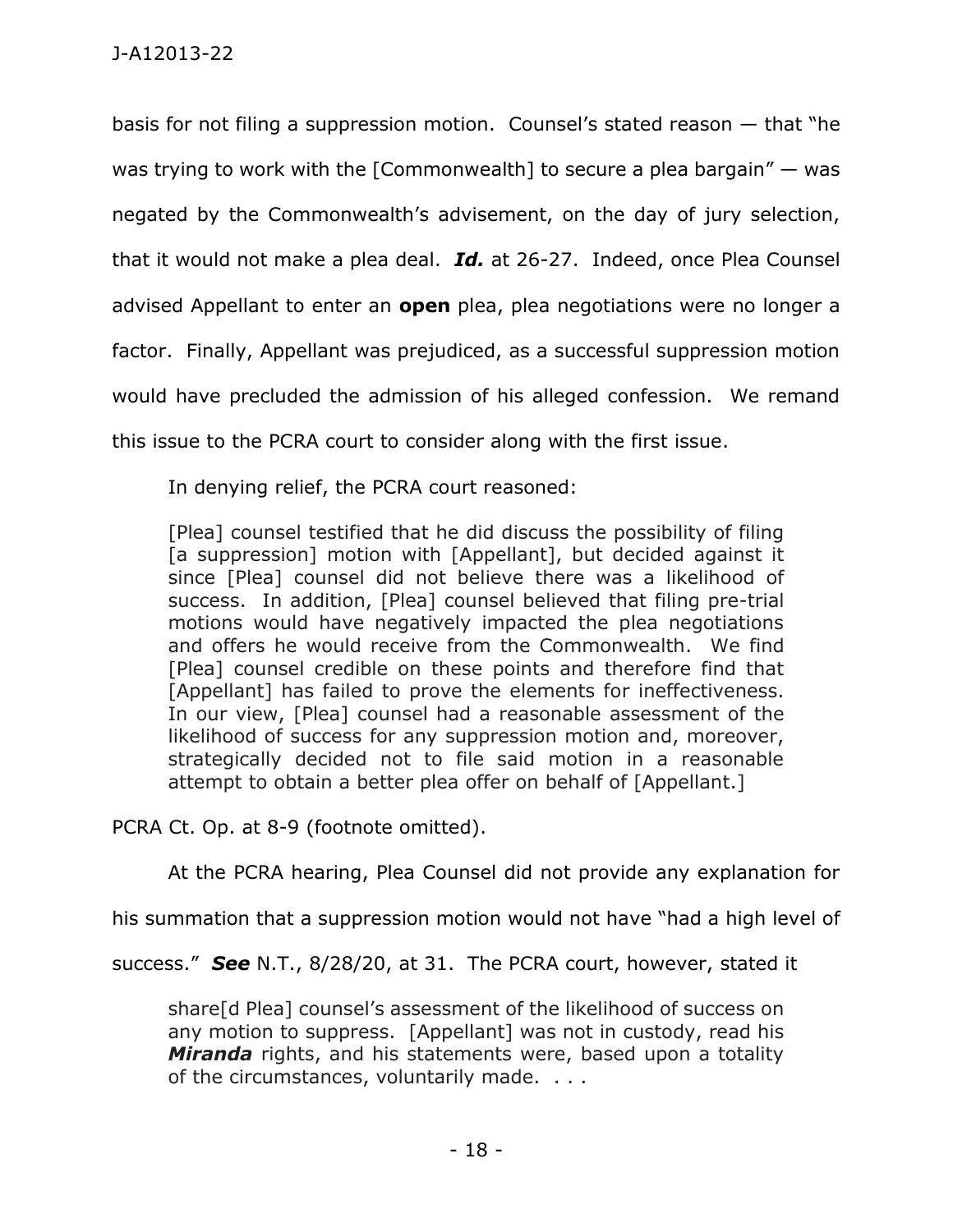basis for not filing a suppression motion. Counsel's stated reason — that "he was trying to work with the [Commonwealth] to secure a plea bargain" — was negated by the Commonwealth's advisement, on the day of jury selection, that it would not make a plea deal. ***Id.*** at 26-27. Indeed, once Plea Counsel advised Appellant to enter an **open** plea, plea negotiations were no longer a factor. Finally, Appellant was prejudiced, as a successful suppression motion would have precluded the admission of his alleged confession. We remand this issue to the PCRA court to consider along with the first issue.

In denying relief, the PCRA court reasoned:

> [Plea] counsel testified that he did discuss the possibility of filing [a suppression] motion with [Appellant], but decided against it since [Plea] counsel did not believe there was a likelihood of success. In addition, [Plea] counsel believed that filing pre-trial motions would have negatively impacted the plea negotiations and offers he would receive from the Commonwealth. We find [Plea] counsel credible on these points and therefore find that [Appellant] has failed to prove the elements for ineffectiveness. In our view, [Plea] counsel had a reasonable assessment of the likelihood of success for any suppression motion and, moreover, strategically decided not to file said motion in a reasonable attempt to obtain a better plea offer on behalf of [Appellant.]

PCRA Ct. Op. at 8-9 (footnote omitted).

At the PCRA hearing, Plea Counsel did not provide any explanation for his summation that a suppression motion would not have "had a high level of success." ***See*** N.T., 8/28/20, at 31. The PCRA court, however, stated it

> share[d Plea] counsel's assessment of the likelihood of success on any motion to suppress. [Appellant] was not in custody, read his ***Miranda*** rights, and his statements were, based upon a totality of the circumstances, voluntarily made. . . .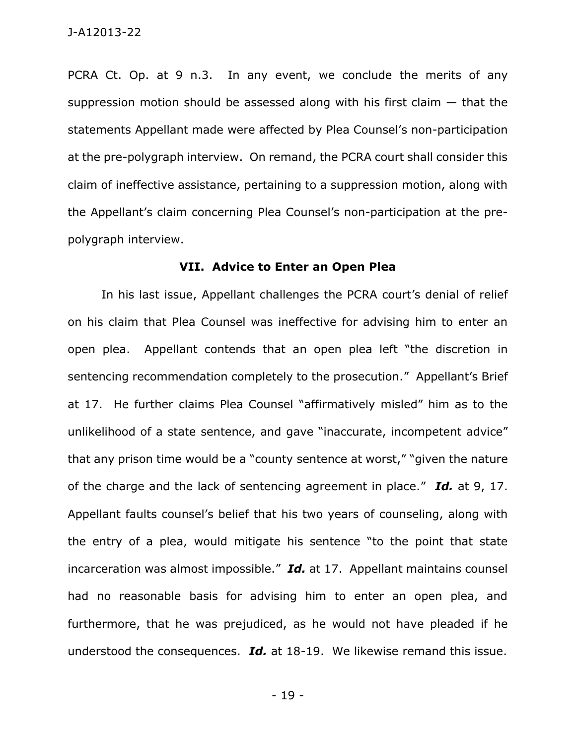PCRA Ct. Op. at 9 n.3. In any event, we conclude the merits of any suppression motion should be assessed along with his first claim — that the statements Appellant made were affected by Plea Counsel's non-participation at the pre-polygraph interview. On remand, the PCRA court shall consider this claim of ineffective assistance, pertaining to a suppression motion, along with the Appellant's claim concerning Plea Counsel's non-participation at the pre-polygraph interview.

### VII. Advice to Enter an Open Plea

In his last issue, Appellant challenges the PCRA court's denial of relief on his claim that Plea Counsel was ineffective for advising him to enter an open plea. Appellant contends that an open plea left "the discretion in sentencing recommendation completely to the prosecution." Appellant's Brief at 17. He further claims Plea Counsel "affirmatively misled" him as to the unlikelihood of a state sentence, and gave "inaccurate, incompetent advice" that any prison time would be a "county sentence at worst," "given the nature of the charge and the lack of sentencing agreement in place." ***Id.*** at 9, 17. Appellant faults counsel's belief that his two years of counseling, along with the entry of a plea, would mitigate his sentence "to the point that state incarceration was almost impossible." ***Id.*** at 17. Appellant maintains counsel had no reasonable basis for advising him to enter an open plea, and furthermore, that he was prejudiced, as he would not have pleaded if he understood the consequences. ***Id.*** at 18-19. We likewise remand this issue.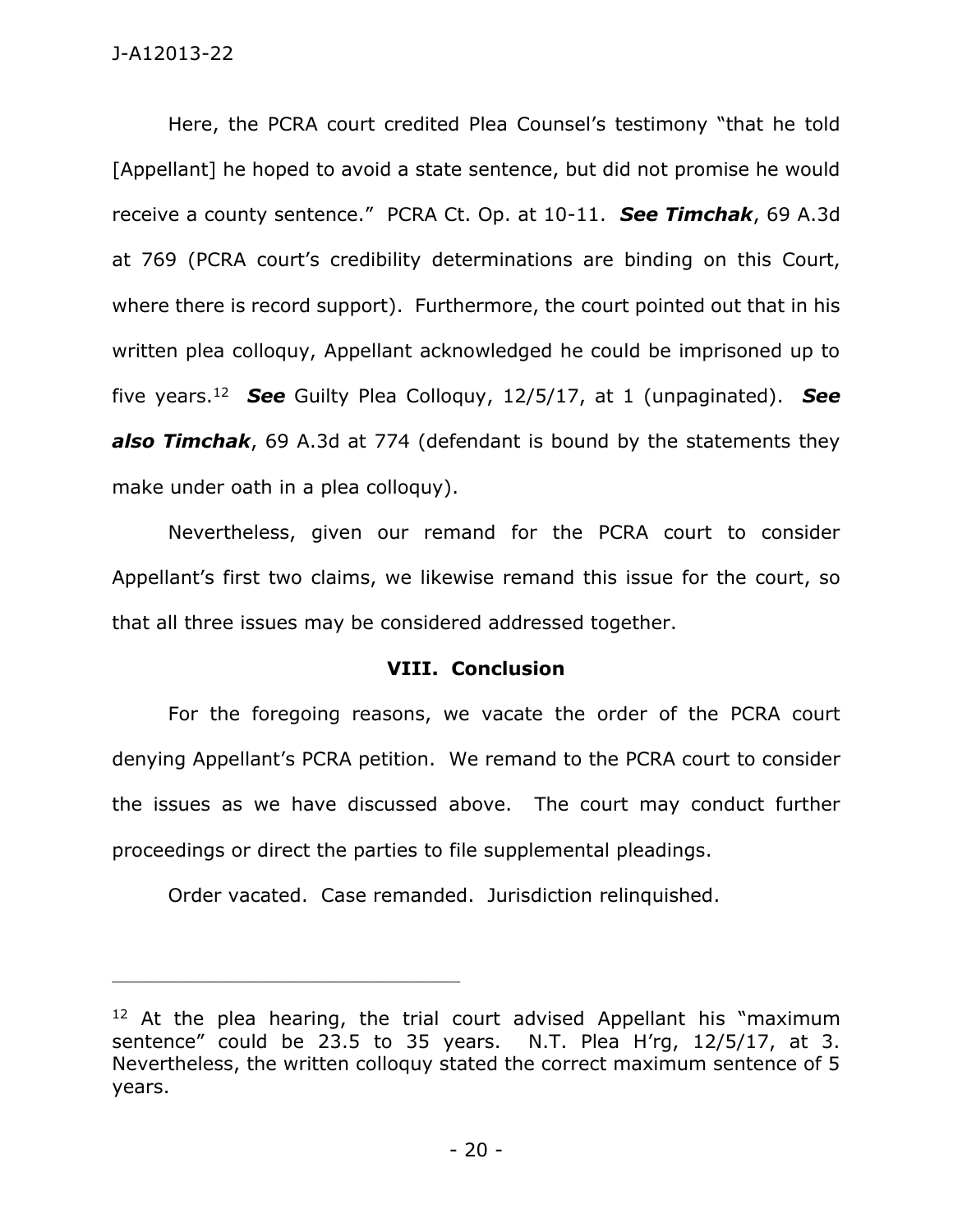Here, the PCRA court credited Plea Counsel's testimony "that he told [Appellant] he hoped to avoid a state sentence, but did not promise he would receive a county sentence." PCRA Ct. Op. at 10-11. ***See Timchak***, 69 A.3d at 769 (PCRA court's credibility determinations are binding on this Court, where there is record support). Furthermore, the court pointed out that in his written plea colloquy, Appellant acknowledged he could be imprisoned up to five years.[12] ***See*** Guilty Plea Colloquy, 12/5/17, at 1 (unpaginated). ***See also Timchak***, 69 A.3d at 774 (defendant is bound by the statements they make under oath in a plea colloquy).

Nevertheless, given our remand for the PCRA court to consider Appellant's first two claims, we likewise remand this issue for the court, so that all three issues may be considered addressed together.

## VIII. Conclusion

For the foregoing reasons, we vacate the order of the PCRA court denying Appellant's PCRA petition. We remand to the PCRA court to consider the issues as we have discussed above. The court may conduct further proceedings or direct the parties to file supplemental pleadings.

Order vacated. Case remanded. Jurisdiction relinquished.

---

[12] At the plea hearing, the trial court advised Appellant his "maximum sentence" could be 23.5 to 35 years. N.T. Plea H'rg, 12/5/17, at 3. Nevertheless, the written colloquy stated the correct maximum sentence of 5 years.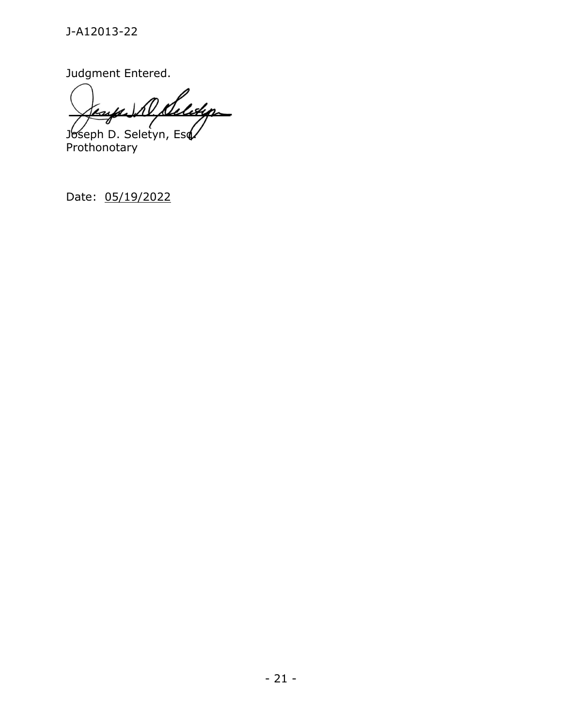Judgment Entered.

Joseph D. Seletyn, Esq.
Prothonotary

Date: 05/19/2022